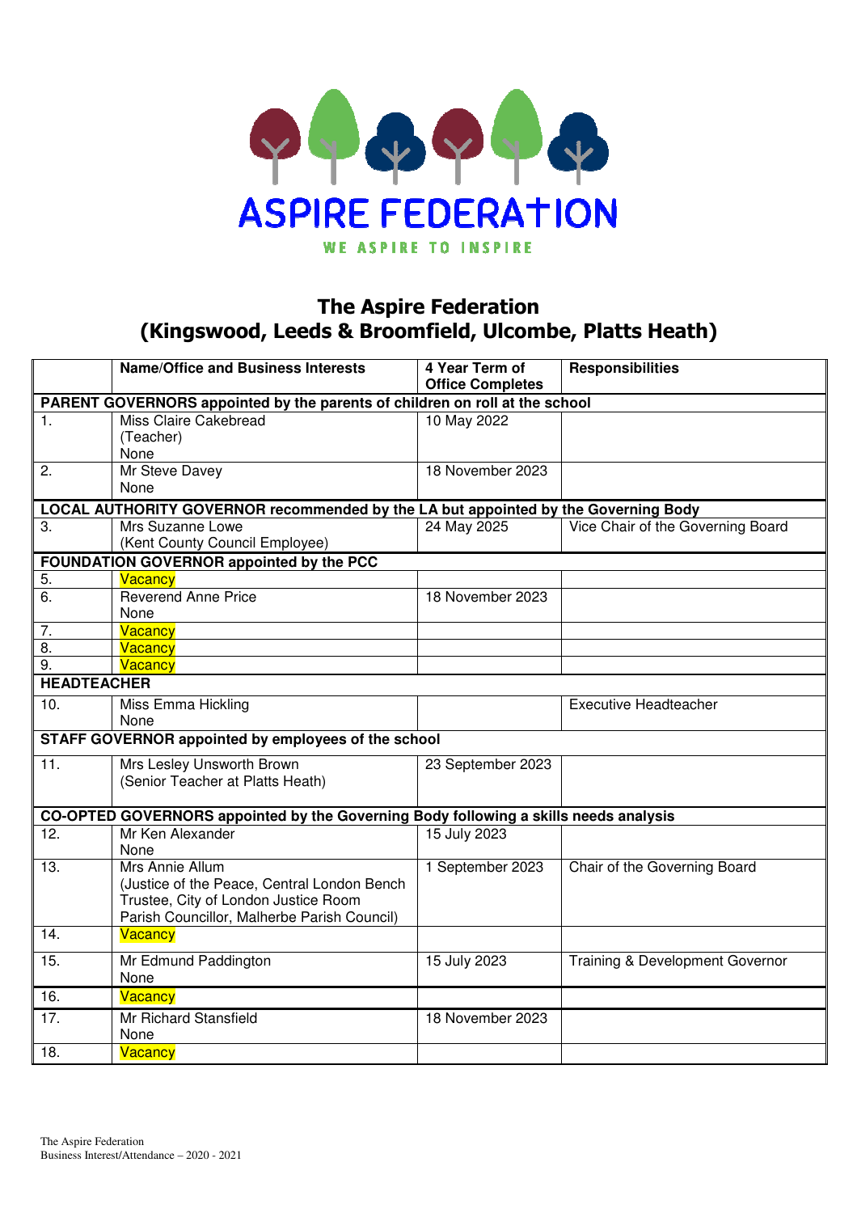ASPIRE FEDERATION

WE ASPIRE TO INSPIRE

# The Aspire Federation
# (Kingswood, Leeds & Broomfield, Ulcombe, Platts Heath)

| | Name/Office and Business Interests | 4 Year Term of Office Completes | Responsibilities |
|---|---|---|---|
| **PARENT GOVERNORS appointed by the parents of children on roll at the school** | | | |
| 1. | Miss Claire Cakebread<br>(Teacher)<br>None | 10 May 2022 | |
| 2. | Mr Steve Davey<br>None | 18 November 2023 | |
| **LOCAL AUTHORITY GOVERNOR recommended by the LA but appointed by the Governing Body** | | | |
| 3. | Mrs Suzanne Lowe<br>(Kent County Council Employee) | 24 May 2025 | Vice Chair of the Governing Board |
| **FOUNDATION GOVERNOR appointed by the PCC** | | | |
| 5. | Vacancy | | |
| 6. | Reverend Anne Price<br>None | 18 November 2023 | |
| 7. | Vacancy | | |
| 8. | Vacancy | | |
| 9. | Vacancy | | |
| **HEADTEACHER** | | | |
| 10. | Miss Emma Hickling<br>None | | Executive Headteacher |
| **STAFF GOVERNOR appointed by employees of the school** | | | |
| 11. | Mrs Lesley Unsworth Brown<br>(Senior Teacher at Platts Heath) | 23 September 2023 | |
| **CO-OPTED GOVERNORS appointed by the Governing Body following a skills needs analysis** | | | |
| 12. | Mr Ken Alexander<br>None | 15 July 2023 | |
| 13. | Mrs Annie Allum<br>(Justice of the Peace, Central London Bench<br>Trustee, City of London Justice Room<br>Parish Councillor, Malherbe Parish Council) | 1 September 2023 | Chair of the Governing Board |
| 14. | Vacancy | | |
| 15. | Mr Edmund Paddington<br>None | 15 July 2023 | Training & Development Governor |
| 16. | Vacancy | | |
| 17. | Mr Richard Stansfield<br>None | 18 November 2023 | |
| 18. | Vacancy | | |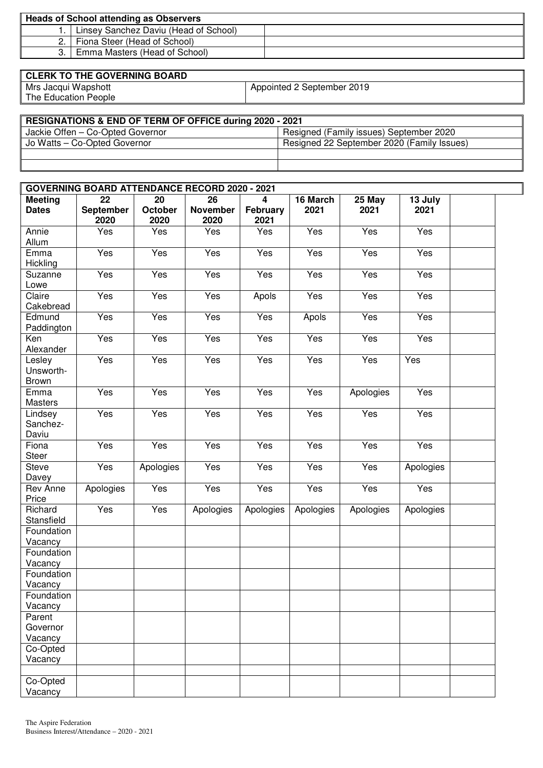| Heads of School attending as Observers | | |
|---|---|---|
| 1. | Linsey Sanchez Daviu (Head of School) | |
| 2. | Fiona Steer (Head of School) | |
| 3. | Emma Masters (Head of School) | |

| CLERK TO THE GOVERNING BOARD | |
|---|---|
| Mrs Jacqui Wapshott<br>The Education People | Appointed 2 September 2019 |

| RESIGNATIONS & END OF TERM OF OFFICE during 2020 - 2021 | |
|---|---|
| Jackie Offen – Co-Opted Governor | Resigned (Family issues) September 2020 |
| Jo Watts – Co-Opted Governor | Resigned 22 September 2020 (Family Issues) |
| | |
| | |

**GOVERNING BOARD ATTENDANCE RECORD 2020 - 2021**

| Meeting Dates | 22 September 2020 | 20 October 2020 | 26 November 2020 | 4 February 2021 | 16 March 2021 | 25 May 2021 | 13 July 2021 | |
|---|---|---|---|---|---|---|---|---|
| Annie Allum | Yes | Yes | Yes | Yes | Yes | Yes | Yes | |
| Emma Hickling | Yes | Yes | Yes | Yes | Yes | Yes | Yes | |
| Suzanne Lowe | Yes | Yes | Yes | Yes | Yes | Yes | Yes | |
| Claire Cakebread | Yes | Yes | Yes | Apols | Yes | Yes | Yes | |
| Edmund Paddington | Yes | Yes | Yes | Yes | Apols | Yes | Yes | |
| Ken Alexander | Yes | Yes | Yes | Yes | Yes | Yes | Yes | |
| Lesley Unsworth-Brown | Yes | Yes | Yes | Yes | Yes | Yes | Yes | |
| Emma Masters | Yes | Yes | Yes | Yes | Yes | Apologies | Yes | |
| Lindsey Sanchez-Daviu | Yes | Yes | Yes | Yes | Yes | Yes | Yes | |
| Fiona Steer | Yes | Yes | Yes | Yes | Yes | Yes | Yes | |
| Steve Davey | Yes | Apologies | Yes | Yes | Yes | Yes | Apologies | |
| Rev Anne Price | Apologies | Yes | Yes | Yes | Yes | Yes | Yes | |
| Richard Stansfield | Yes | Yes | Apologies | Apologies | Apologies | Apologies | Apologies | |
| Foundation Vacancy | | | | | | | | |
| Foundation Vacancy | | | | | | | | |
| Foundation Vacancy | | | | | | | | |
| Foundation Vacancy | | | | | | | | |
| Parent Governor Vacancy | | | | | | | | |
| Co-Opted Vacancy | | | | | | | | |
| | | | | | | | | |
| Co-Opted Vacancy | | | | | | | | |